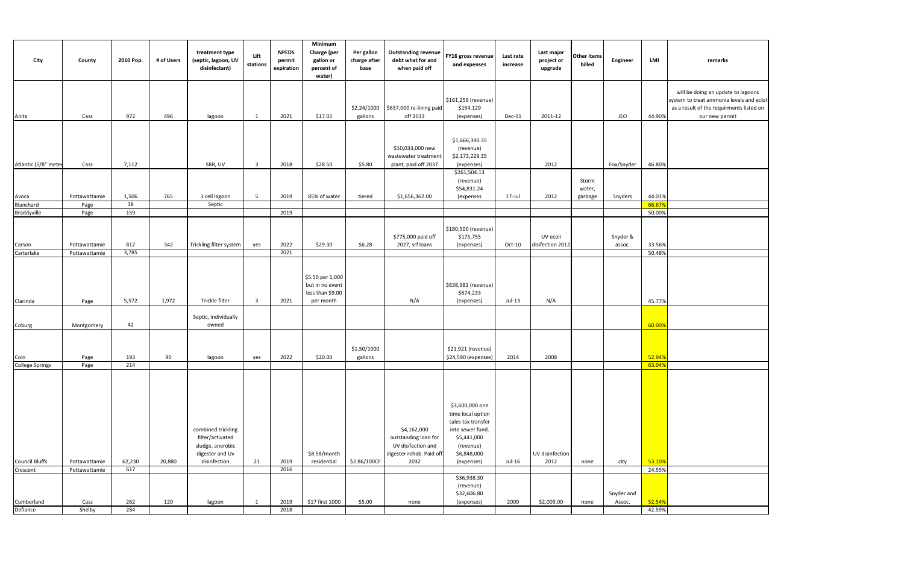| City | County | 2010 Pop. | # of Users | treatment type (septic, lagoon, UV disinfectant) | Lift stations | NPEDS permit expiration | Minimum Charge (per gallon or percent of water) | Per gallon charge after base | Outstanding revenue debt what for and when paid off | FY16 gross revenue and expenses | Last rate increase | Last major project or upgrade | Other items billed | Engineer | LMI | remarks |
|---|---|---|---|---|---|---|---|---|---|---|---|---|---|---|---|---|
| Anita | Cass | 972 | 496 | lagoon | 1 | 2021 | $17.01 | $2.24/1000 gallons | $637,000 re-lining paid off 2033 | $161,259 (revenue) $154,129 (expenses) | Dec-11 | 2011-12 | | JEO | 44.90% | will be doing an update to lagoons system to treat ammonia levels and ecloi as a result of the requirments listed on our new permit |
| Atlantic (5/8" meter | Cass | 7,112 | | SBR, UV | 3 | 2018 | $28.50 | $5.80 | $10,033,000 new wastewater treatment plant, paid off 2037 | $1,666,390.35 (revenue) $2,173,229.35 (expenses) | | 2012 | | Fox/Snyder | 46.80% | |
| Avoca | Pottawattamie | 1,506 | 765 | 3 cell lagoon | 5 | 2019 | 85% of water | tiered | $1,656,362.00 | $261,504.13 (revenue) $54,831.24 (expenses | 17-Jul | 2012 | Storm water, garbage | Snyders | 44.01% | |
| Blanchard | Page | 38 | | Septic | | | | | | | | | | | 66.67% | |
| Braddyville | Page | 159 | | | | 2019 | | | | | | | | | 50.00% | |
| Carson | Pottawattamie | 812 | 342 | Trickling filter system | yes | 2022 | $29.30 | $6.28 | $775,000 paid off 2027, srf loans | $180,500 (revenue) $175,755 (expenses) | Oct-10 | UV ecoli disifection 2012 | | Snyder & assoc. | 33.56% | |
| Carterlake | Pottawattamie | 3,785 | | | | 2021 | | | | | | | | | 50.48% | |
| Clarinda | Page | 5,572 | 1,972 | Trickle filter | 3 | 2021 | $5.50 per 1,000 but in no event less than $9.00 per month | | N/A | $638,981 (revenue) $674,233 (expenses) | Jul-13 | N/A | | | 45.77% | |
| Coburg | Montgomery | 42 | | Septic, individually owned | | | | | | | | | | | 60.00% | |
| Coin | Page | 193 | 90 | lagoon | yes | 2022 | $20.00 | $1.50/1000 gallons | | $21,921 (revenue) $24,590 (expenses) | 2014 | 2008 | | | 52.94% | |
| College Springs | Page | 214 | | | | | | | | | | | | | 63.04% | |
| Council Bluffs | Pottawattamie | 62,230 | 20,880 | combined trickling filter/activated sludge, anerobic digester and Uv disinfection | 21 | 2019 | $8.58/month residential | $2.86/100CF | $4,162,000 outstanding loan for UV disifection and digester rehab. Paid off 2032 | $3,600,000 one time local option sales tax transfer into sewer fund. $5,441,000 (revenue) $6,848,000 (expenses) | Jul-16 | UV disinfection 2012 | none | city | 53.10% | |
| Crescent | Pottawattamie | 617 | | | | 2016 | | | | | | | | | 24.55% | |
| Cumberland | Cass | 262 | 120 | lagoon | 1 | 2019 | $17 first 1000 | $5.00 | none | $36,938.30 (revenue) $32,606.80 (expenses) | 2009 | $2,009.00 | none | Snyder and Assoc. | 52.54% | |
| Defiance | Shelby | 284 | | | | 2018 | | | | | | | | | 42.59% | |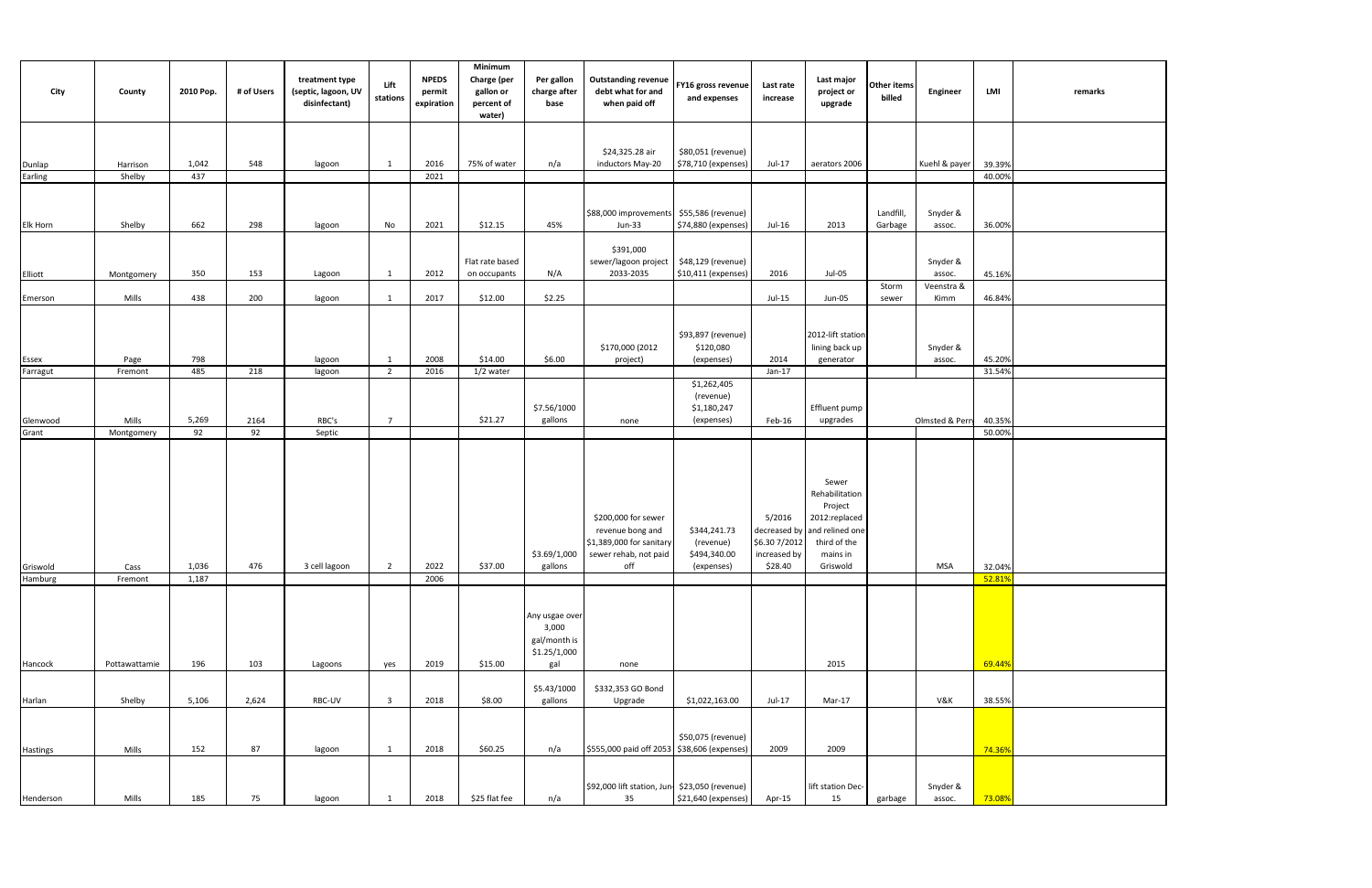| City | County | 2010 Pop. | # of Users | treatment type (septic, lagoon, UV disinfectant) | Lift stations | NPEDS permit expiration | Minimum Charge (per gallon or percent of water) | Per gallon charge after base | Outstanding revenue debt what for and when paid off | FY16 gross revenue and expenses | Last rate increase | Last major project or upgrade | Other items billed | Engineer | LMI | remarks |
|---|---|---|---|---|---|---|---|---|---|---|---|---|---|---|---|---|
| Dunlap | Harrison | 1,042 | 548 | lagoon | 1 | 2016 | 75% of water | n/a | $24,325.28 air inductors May-20 | $80,051 (revenue) $78,710 (expenses) | Jul-17 | aerators 2006 | | Kuehl & payer | 39.39% | |
| Earling | Shelby | 437 | | | | 2021 | | | | | | | | | 40.00% | |
| Elk Horn | Shelby | 662 | 298 | lagoon | No | 2021 | $12.15 | 45% | $88,000 improvements Jun-33 | $55,586 (revenue) $74,880 (expenses) | Jul-16 | 2013 | Landfill, Garbage | Snyder & assoc. | 36.00% | |
| Elliott | Montgomery | 350 | 153 | Lagoon | 1 | 2012 | Flat rate based on occupants | N/A | $391,000 sewer/lagoon project 2033-2035 | $48,129 (revenue) $10,411 (expenses) | 2016 | Jul-05 | | Snyder & assoc. | 45.16% | |
| Emerson | Mills | 438 | 200 | lagoon | 1 | 2017 | $12.00 | $2.25 | | | Jul-15 | Jun-05 | Storm sewer | Veenstra & Kimm | 46.84% | |
| Essex | Page | 798 | | lagoon | 1 | 2008 | $14.00 | $6.00 | $170,000 (2012 project) | $93,897 (revenue) $120,080 (expenses) | 2014 | 2012-lift station lining back up generator | | Snyder & assoc. | 45.20% | |
| Farragut | Fremont | 485 | 218 | lagoon | 2 | 2016 | 1/2 water | | | | Jan-17 | | | | 31.54% | |
| Glenwood | Mills | 5,269 | 2164 | RBC's | 7 | | $21.27 | $7.56/1000 gallons | none | $1,262,405 (revenue) $1,180,247 (expenses) | Feb-16 | Effluent pump upgrades | | Olmsted & Perry | 40.35% | |
| Grant | Montgomery | 92 | 92 | Septic | | | | | | | | | | | 50.00% | |
| Griswold | Cass | 1,036 | 476 | 3 cell lagoon | 2 | 2022 | $37.00 | $3.69/1,000 gallons | $200,000 for sewer revenue bong and $1,389,000 for sanitary sewer rehab, not paid off | $344,241.73 (revenue) $494,340.00 (expenses) | 5/2016 decreased by $6.30 7/2012 increased by $28.40 | Sewer Rehabilitation Project 2012:replaced and relined one third of the mains in Griswold | | MSA | 32.04% | |
| Hamburg | Fremont | 1,187 | | | | 2006 | | | | | | | | | 52.81% | |
| Hancock | Pottawattamie | 196 | 103 | Lagoons | yes | 2019 | $15.00 | Any usgae over 3,000 gal/month is $1.25/1,000 gal | none | | | 2015 | | | 69.44% | |
| Harlan | Shelby | 5,106 | 2,624 | RBC-UV | 3 | 2018 | $8.00 | $5.43/1000 gallons | $332,353 GO Bond Upgrade | $1,022,163.00 | Jul-17 | Mar-17 | | V&K | 38.55% | |
| Hastings | Mills | 152 | 87 | lagoon | 1 | 2018 | $60.25 | n/a | $555,000 paid off 2053 | $50,075 (revenue) $38,606 (expenses) | 2009 | 2009 | | | 74.36% | |
| Henderson | Mills | 185 | 75 | lagoon | 1 | 2018 | $25 flat fee | n/a | $92,000 lift station, Jun-35 | $23,050 (revenue) $21,640 (expenses) | Apr-15 | lift station Dec-15 | garbage | Snyder & assoc. | 73.08% | |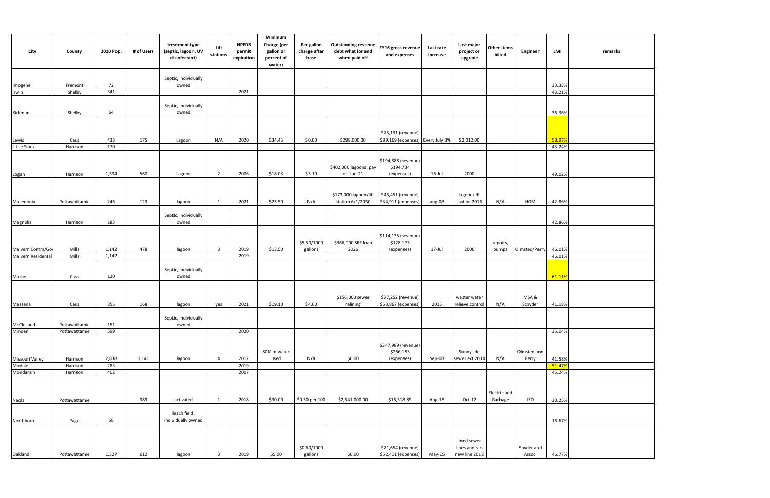| City | County | 2010 Pop. | # of Users | treatment type (septic, lagoon, UV disinfectant) | Lift stations | NPEDS permit expiration | Minimum Charge (per gallon or percent of water) | Per gallon charge after base | Outstanding revenue debt what for and when paid off | FY16 gross revenue and expenses | Last rate increase | Last major project or upgrade | Other items billed | Engineer | LMI | remarks |
|---|---|---|---|---|---|---|---|---|---|---|---|---|---|---|---|---|
| Imogene | Fremont | 72 | | Septic, individually owned | | | | | | | | | | | 33.33% | |
| Irwin | Shelby | 341 | | | | 2021 | | | | | | | | | 43.21% | |
| Kirkman | Shelby | 64 | | Septic, individually owned | | | | | | | | | | | 36.36% | |
| Lewis | Cass | 433 | 175 | Lagoon | N/A | 2020 | $34.45 | $0.00 | $298,000.00 | $75,131 (revenue) $89,169 (expenses) | Every July 3% | $2,012.00 | | | 58.97% | |
| Little Sioux | Harrison | 170 | | | | | | | | | | | | | 43.24% | |
| Logan | Harrison | 1,534 | 560 | Lagoon | 2 | 2006 | $18.03 | $3.10 | $402,000 lagoons, pay off Jun-21 | $194,888 (revenue) $194,734 (expenses) | 16-Jul | 2000 | | | 49.02% | |
| Macedonia | Pottawattamie | 246 | 123 | lagoon | 1 | 2021 | $25.50 | N/A | $173,000 lagoon/lift station 6/1/2030 | $43,451 (revenue) $34,911 (expenses) | aug-08 | lagoon/lift station 2011 | N/A | HGM | 42.86% | |
| Magnolia | Harrison | 183 | | Septic, individually owned | | | | | | | | | | | 42.86% | |
| Malvern Comm/Gov | Mills | 1,142 | 478 | lagoon | 3 | 2019 | $13.50 | $5.50/1000 gallons | $366,000 SRF loan 2026 | $114,135 (revenue) $128,173 (expenses) | 17-Jul | 2006 | repairs, pumps | Olmsted/Perry | 46.01% | |
| Malvern Residental | Mills | 1,142 | | | | 2019 | | | | | | | | | 46.01% | |
| Marne | Cass | 120 | | Septic, individually owned | | | | | | | | | | | 61.11% | |
| Massena | Cass | 355 | 168 | lagoon | yes | 2021 | $19.10 | $4.60 | $156,000 sewer relining | $77,252 (revenue) $53,867 (expenses) | 2015 | waster water relieve control | N/A | MSA & Scnyder | 41.18% | |
| McClelland | Pottawattamie | 151 | | Septic, individually owned | | | | | | | | | | | | |
| Minden | Pottawattamie | 599 | | | | 2020 | | | | | | | | | 35.04% | |
| Missouri Valley | Harrison | 2,838 | 1,141 | lagoon | 4 | 2012 | 80% of water used | N/A | $0.00 | $347,989 (revenue) $266,153 (expenses) | Sep-08 | Sunnyside sewer ext 2014 | N/A | Olmsted and Perry | 41.58% | |
| Modale | Harrison | 283 | | | | 2019 | | | | | | | | | 51.47% | |
| Mondamin | Harrison | 402 | | | | 2007 | | | | | | | | | 45.24% | |
| Neola | Pottawattamie | | 389 | activated | 1 | 2018 | $30.00 | $0.30 per 100 | $2,641,000.00 | $16,318.89 | Aug-16 | Oct-12 | Electric and Garbage | JEO | 30.25% | |
| Northboro | Page | 58 | | leach field, individually owned | | | | | | | | | | | 16.67% | |
| Oakland | Pottawattamie | 1,527 | 612 | lagoon | 3 | 2019 | $5.00 | $0.60/1000 gallons | $0.00 | $71,654 (revenue) $52,411 (expenses) | May-15 | lined sewer lines and ran new line 2012 | | Snyder and Assoc. | 46.77% | |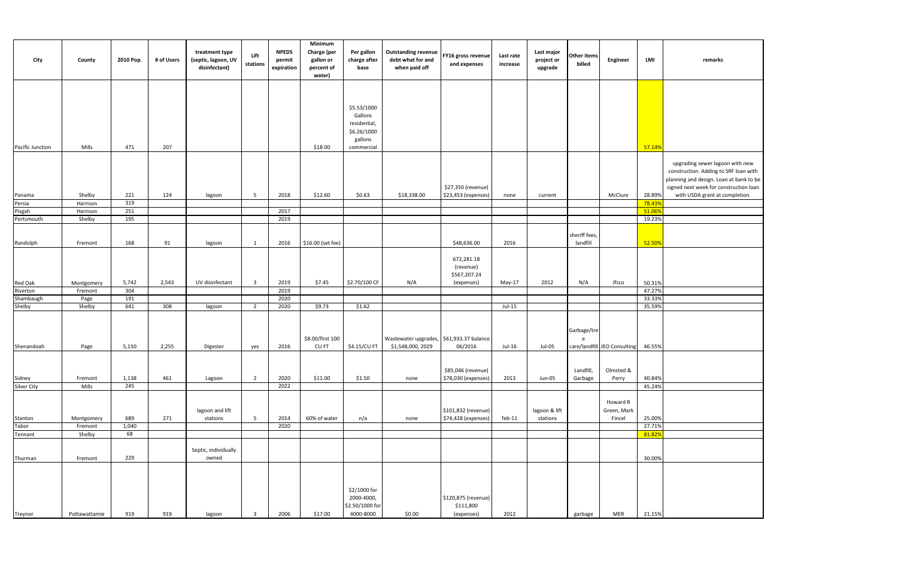| City | County | 2010 Pop. | # of Users | treatment type (septic, lagoon, UV disinfectant) | Lift stations | NPEDS permit expiration | Minimum Charge (per gallon or percent of water) | Per gallon charge after base | Outstanding revenue debt what for and when paid off | FY16 gross revenue and expenses | Last rate increase | Last major project or upgrade | Other items billed | Engineer | LMI | remarks |
|---|---|---|---|---|---|---|---|---|---|---|---|---|---|---|---|---|
| Pacific Junction | Mills | 471 | 207 | | | | $18.00 | $5.53/1000 Gallons residential, $6.26/1000 gallons commercial | | | | | | | 57.14% | |
| Panama | Shelby | 221 | 124 | lagoon | 5 | 2018 | $12.60 | $0.63 | $18,338.00 | $27,350 (revenue) $23,453 (expenses) | none | current | | McClure | 28.89% | upgrading sewer lagoon with new construction. Adding to SRF loan with planning and design. Loan at bank to be signed next week for construction loan with USDA grant at completion. |
| Persia | Harrison | 319 | | | | | | | | | | | | | 78.43% | |
| Pisgah | Harrison | 251 | | | | 2017 | | | | | | | | | 51.06% | |
| Portsmouth | Shelby | 195 | | | | 2019 | | | | | | | | | 19.23% | |
| Randolph | Fremont | 168 | 91 | lagoon | 1 | 2016 | $16.00 (set fee) | | | $48,636.00 | 2016 | | sheriff fees, landfill | | 52.50% | |
| Red Oak | Montgomery | 5,742 | 2,543 | UV disinfectant | 3 | 2019 | $7.45 | $2.70/100 CF | N/A | 672,281.18 (revenue) $567,207.24 (expenses) | May-17 | 2012 | N/A | Jfsco | 50.31% | |
| Riverton | Fremont | 304 | | | | 2019 | | | | | | | | | 47.27% | |
| Shambaugh | Page | 191 | | | | 2020 | | | | | | | | | 33.33% | |
| Shelby | Shelby | 641 | 308 | lagoon | 2 | 2020 | $9.73 | $1.62 | | | Jul-15 | | | | 35.59% | |
| Shenandoah | Page | 5,150 | 2,255 | Digester | yes | 2016 | $8.00/first 100 CU FT | $4.15/CU FT | Wastewater upgrades, $1,548,000, 2029 | $61,933.37 balance 06/2016 | Jul-16 | Jul-05 | Garbage/tree care/landfill | JEO Consulting | 46.55% | |
| Sidney | Fremont | 1,138 | 461 | Lagoon | 2 | 2020 | $11.00 | $1.50 | none | $85,046 (revenue) $78,030 (expenses) | 2013 | Jun-05 | Landfill, Garbage | Olmsted & Perry | 40.84% | |
| Silver City | Mills | 245 | | | | 2022 | | | | | | | | | 45.24% | |
| Stanton | Montgomery | 689 | 271 | lagoon and lift stations | 5 | 2014 | 60% of water | n/a | none | $101,832 (revenue) $74,428 (expenses) | feb-11 | lagoon & lift stations | | Howard R Green, Mark Fincel | 25.00% | |
| Tabor | Fremont | 1,040 | | | | 2020 | | | | | | | | | 27.71% | |
| Tennant | Shelby | 68 | | | | | | | | | | | | | 81.82% | |
| Thurman | Fremont | 229 | | Septic, individually owned | | | | | | | | | | | 30.00% | |
| Treynor | Pottawattamie | 919 | 919 | lagoon | 3 | 2006 | $17.00 | $2/1000 for 2000-4000, $2.50/1000 for 4000-8000 | $0.00 | $120,875 (revenue) $111,800 (expenses) | 2012 | | garbage | MER | 21.15% | |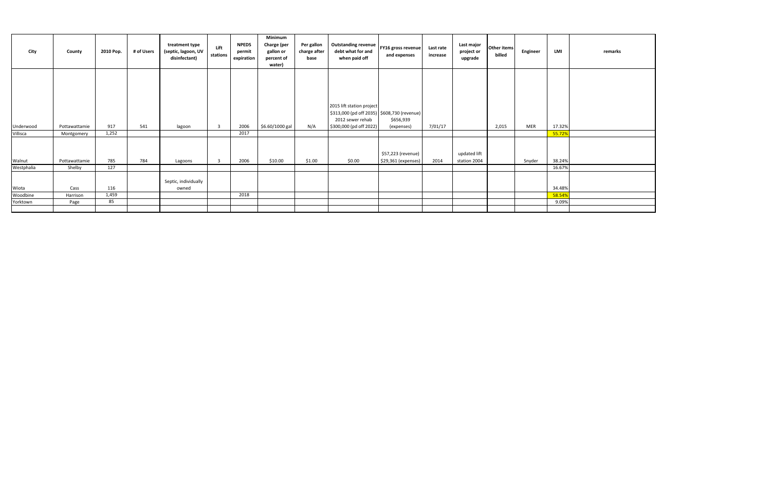| City | County | 2010 Pop. | # of Users | treatment type (septic, lagoon, UV disinfectant) | Lift stations | NPEDS permit expiration | Minimum Charge (per gallon or percent of water) | Per gallon charge after base | Outstanding revenue debt what for and when paid off | FY16 gross revenue and expenses | Last rate increase | Last major project or upgrade | Other items billed | Engineer | LMI | remarks |
|---|---|---|---|---|---|---|---|---|---|---|---|---|---|---|---|---|
| Underwood | Pottawattamie | 917 | 541 | lagoon | 3 | 2006 | $6.60/1000 gal | N/A | 2015 lift station project $313,000 (pd off 2035) 2012 sewer rehab $300,000 (pd off 2022) | $608,730 (revenue) $656,939 (expenses) | 7/01/17 | | 2,015 | MER | 17.32% | |
| Villisca | Montgomery | 1,252 | | | | 2017 | | | | | | | | | 55.72% | |
| Walnut | Pottawattamie | 785 | 784 | Lagoons | 3 | 2006 | $10.00 | $1.00 | $0.00 | $57,223 (revenue) $29,361 (expenses) | 2014 | updated lift station 2004 | | Snyder | 38.24% | |
| Westphalia | Shelby | 127 | | | | | | | | | | | | | 16.67% | |
| Wiota | Cass | 116 | | Septic, individually owned | | | | | | | | | | | 34.48% | |
| Woodbine | Harrison | 1,459 | | | | 2018 | | | | | | | | | 58.54% | |
| Yorktown | Page | 85 | | | | | | | | | | | | | 9.09% | |